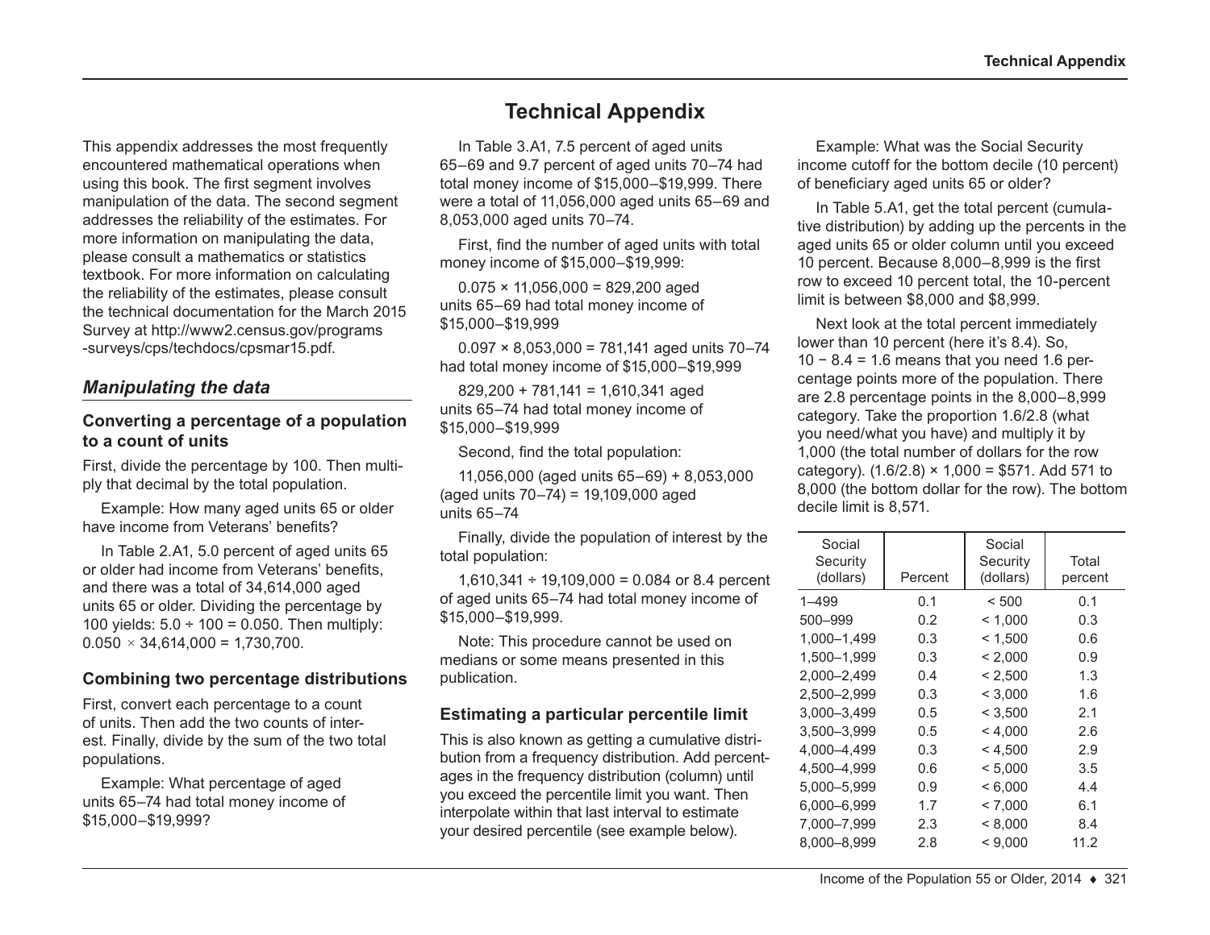# Technical Appendix

This appendix addresses the most frequently encountered mathematical operations when using this book. The first segment involves manipulation of the data. The second segment addresses the reliability of the estimates. For more information on manipulating the data, please consult a mathematics or statistics textbook. For more information on calculating the reliability of the estimates, please consult the technical documentation for the March 2015 Survey at http://www2.census.gov/programs-surveys/cps/techdocs/cpsmar15.pdf.

## *Manipulating the data*

### Converting a percentage of a population to a count of units

First, divide the percentage by 100. Then multiply that decimal by the total population.

Example: How many aged units 65 or older have income from Veterans' benefits?

In Table 2.A1, 5.0 percent of aged units 65 or older had income from Veterans' benefits, and there was a total of 34,614,000 aged units 65 or older. Dividing the percentage by 100 yields: 5.0 ÷ 100 = 0.050. Then multiply: 0.050 × 34,614,000 = 1,730,700.

### Combining two percentage distributions

First, convert each percentage to a count of units. Then add the two counts of interest. Finally, divide by the sum of the two total populations.

Example: What percentage of aged units 65–74 had total money income of $15,000–$19,999?

In Table 3.A1, 7.5 percent of aged units 65–69 and 9.7 percent of aged units 70–74 had total money income of $15,000–$19,999. There were a total of 11,056,000 aged units 65–69 and 8,053,000 aged units 70–74.

First, find the number of aged units with total money income of $15,000–$19,999:

0.075 × 11,056,000 = 829,200 aged units 65–69 had total money income of $15,000–$19,999

0.097 × 8,053,000 = 781,141 aged units 70–74 had total money income of $15,000–$19,999

829,200 + 781,141 = 1,610,341 aged units 65–74 had total money income of $15,000–$19,999

Second, find the total population:

11,056,000 (aged units 65–69) + 8,053,000 (aged units 70–74) = 19,109,000 aged units 65–74

Finally, divide the population of interest by the total population:

1,610,341 ÷ 19,109,000 = 0.084 or 8.4 percent of aged units 65–74 had total money income of $15,000–$19,999.

Note: This procedure cannot be used on medians or some means presented in this publication.

### Estimating a particular percentile limit

This is also known as getting a cumulative distribution from a frequency distribution. Add percentages in the frequency distribution (column) until you exceed the percentile limit you want. Then interpolate within that last interval to estimate your desired percentile (see example below).

Example: What was the Social Security income cutoff for the bottom decile (10 percent) of beneficiary aged units 65 or older?

In Table 5.A1, get the total percent (cumulative distribution) by adding up the percents in the aged units 65 or older column until you exceed 10 percent. Because 8,000–8,999 is the first row to exceed 10 percent total, the 10-percent limit is between $8,000 and $8,999.

Next look at the total percent immediately lower than 10 percent (here it's 8.4). So, 10 − 8.4 = 1.6 means that you need 1.6 percentage points more of the population. There are 2.8 percentage points in the 8,000–8,999 category. Take the proportion 1.6/2.8 (what you need/what you have) and multiply it by 1,000 (the total number of dollars for the row category). (1.6/2.8) × 1,000 = $571. Add 571 to 8,000 (the bottom dollar for the row). The bottom decile limit is 8,571.

| Social Security (dollars) | Percent | Social Security (dollars) | Total percent |
|---|---|---|---|
| 1–499 | 0.1 | < 500 | 0.1 |
| 500–999 | 0.2 | < 1,000 | 0.3 |
| 1,000–1,499 | 0.3 | < 1,500 | 0.6 |
| 1,500–1,999 | 0.3 | < 2,000 | 0.9 |
| 2,000–2,499 | 0.4 | < 2,500 | 1.3 |
| 2,500–2,999 | 0.3 | < 3,000 | 1.6 |
| 3,000–3,499 | 0.5 | < 3,500 | 2.1 |
| 3,500–3,999 | 0.5 | < 4,000 | 2.6 |
| 4,000–4,499 | 0.3 | < 4,500 | 2.9 |
| 4,500–4,999 | 0.6 | < 5,000 | 3.5 |
| 5,000–5,999 | 0.9 | < 6,000 | 4.4 |
| 6,000–6,999 | 1.7 | < 7,000 | 6.1 |
| 7,000–7,999 | 2.3 | < 8,000 | 8.4 |
| 8,000–8,999 | 2.8 | < 9,000 | 11.2 |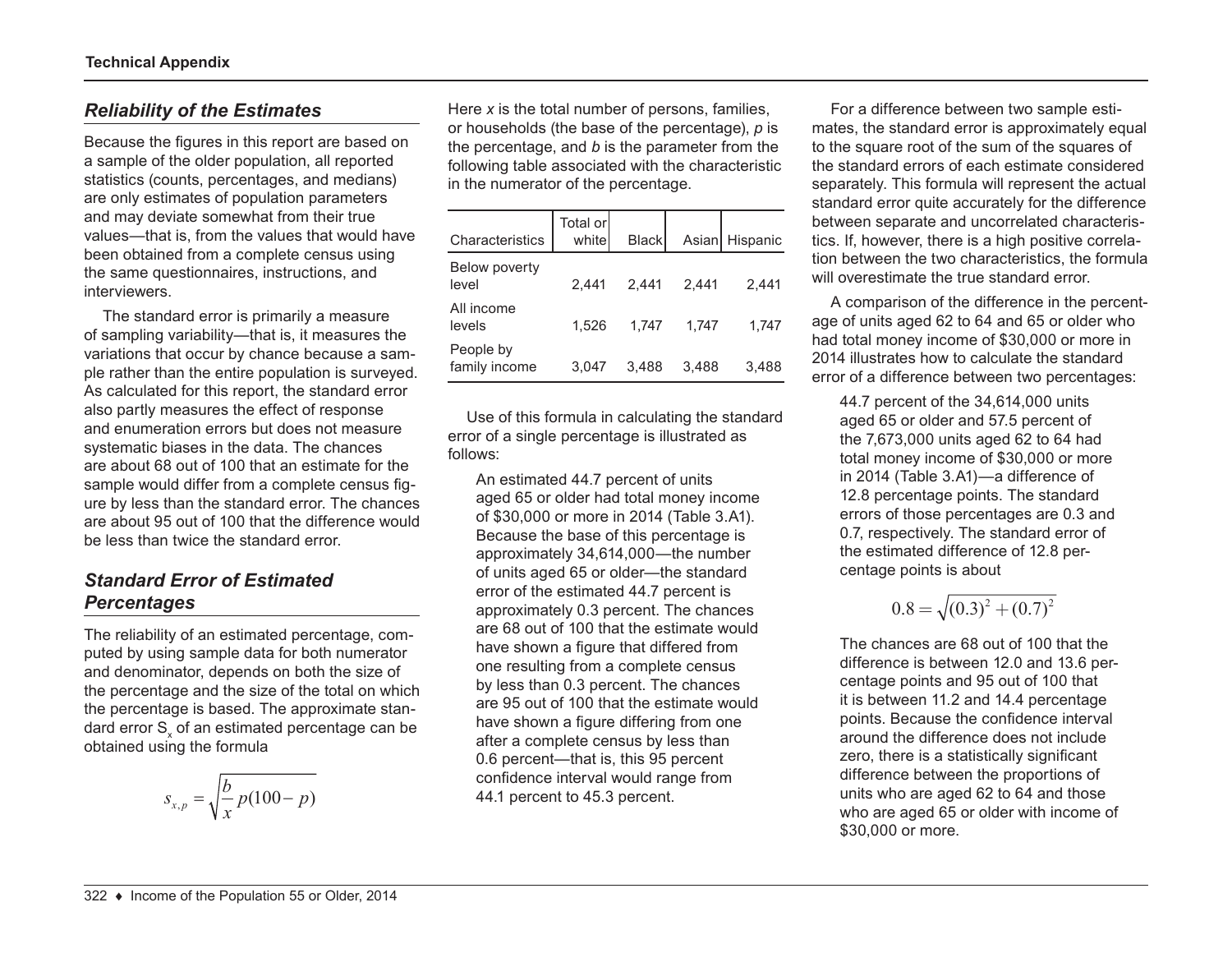## *Reliability of the Estimates*

Because the figures in this report are based on a sample of the older population, all reported statistics (counts, percentages, and medians) are only estimates of population parameters and may deviate somewhat from their true values—that is, from the values that would have been obtained from a complete census using the same questionnaires, instructions, and interviewers.

The standard error is primarily a measure of sampling variability—that is, it measures the variations that occur by chance because a sample rather than the entire population is surveyed. As calculated for this report, the standard error also partly measures the effect of response and enumeration errors but does not measure systematic biases in the data. The chances are about 68 out of 100 that an estimate for the sample would differ from a complete census figure by less than the standard error. The chances are about 95 out of 100 that the difference would be less than twice the standard error.

## *Standard Error of Estimated Percentages*

The reliability of an estimated percentage, computed by using sample data for both numerator and denominator, depends on both the size of the percentage and the size of the total on which the percentage is based. The approximate standard error $S_x$ of an estimated percentage can be obtained using the formula

$$s_{x,p} = \sqrt{\frac{b}{x} p(100 - p)}$$

Here *x* is the total number of persons, families, or households (the base of the percentage), *p* is the percentage, and *b* is the parameter from the following table associated with the characteristic in the numerator of the percentage.

| Characteristics | Total or white | Black | Asian | Hispanic |
|---|---|---|---|---|
| Below poverty level | 2,441 | 2,441 | 2,441 | 2,441 |
| All income levels | 1,526 | 1,747 | 1,747 | 1,747 |
| People by family income | 3,047 | 3,488 | 3,488 | 3,488 |

Use of this formula in calculating the standard error of a single percentage is illustrated as follows:

> An estimated 44.7 percent of units aged 65 or older had total money income of $30,000 or more in 2014 (Table 3.A1). Because the base of this percentage is approximately 34,614,000—the number of units aged 65 or older—the standard error of the estimated 44.7 percent is approximately 0.3 percent. The chances are 68 out of 100 that the estimate would have shown a figure that differed from one resulting from a complete census by less than 0.3 percent. The chances are 95 out of 100 that the estimate would have shown a figure differing from one after a complete census by less than 0.6 percent—that is, this 95 percent confidence interval would range from 44.1 percent to 45.3 percent.

For a difference between two sample estimates, the standard error is approximately equal to the square root of the sum of the squares of the standard errors of each estimate considered separately. This formula will represent the actual standard error quite accurately for the difference between separate and uncorrelated characteristics. If, however, there is a high positive correlation between the two characteristics, the formula will overestimate the true standard error.

A comparison of the difference in the percentage of units aged 62 to 64 and 65 or older who had total money income of $30,000 or more in 2014 illustrates how to calculate the standard error of a difference between two percentages:

> 44.7 percent of the 34,614,000 units aged 65 or older and 57.5 percent of the 7,673,000 units aged 62 to 64 had total money income of $30,000 or more in 2014 (Table 3.A1)—a difference of 12.8 percentage points. The standard errors of those percentages are 0.3 and 0.7, respectively. The standard error of the estimated difference of 12.8 percentage points is about
>
> $$0.8 = \sqrt{(0.3)^2 + (0.7)^2}$$
>
> The chances are 68 out of 100 that the difference is between 12.0 and 13.6 percentage points and 95 out of 100 that it is between 11.2 and 14.4 percentage points. Because the confidence interval around the difference does not include zero, there is a statistically significant difference between the proportions of units who are aged 62 to 64 and those who are aged 65 or older with income of $30,000 or more.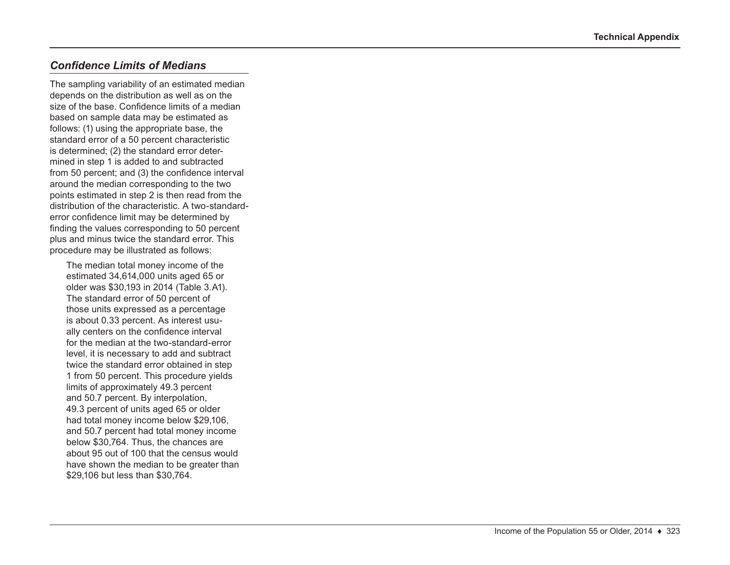## *Confidence Limits of Medians*

The sampling variability of an estimated median depends on the distribution as well as on the size of the base. Confidence limits of a median based on sample data may be estimated as follows: (1) using the appropriate base, the standard error of a 50 percent characteristic is determined; (2) the standard error determined in step 1 is added to and subtracted from 50 percent; and (3) the confidence interval around the median corresponding to the two points estimated in step 2 is then read from the distribution of the characteristic. A two-standard-error confidence limit may be determined by finding the values corresponding to 50 percent plus and minus twice the standard error. This procedure may be illustrated as follows:

> The median total money income of the estimated 34,614,000 units aged 65 or older was $30,193 in 2014 (Table 3.A1). The standard error of 50 percent of those units expressed as a percentage is about 0.33 percent. As interest usually centers on the confidence interval for the median at the two-standard-error level, it is necessary to add and subtract twice the standard error obtained in step 1 from 50 percent. This procedure yields limits of approximately 49.3 percent and 50.7 percent. By interpolation, 49.3 percent of units aged 65 or older had total money income below $29,106, and 50.7 percent had total money income below $30,764. Thus, the chances are about 95 out of 100 that the census would have shown the median to be greater than $29,106 but less than $30,764.